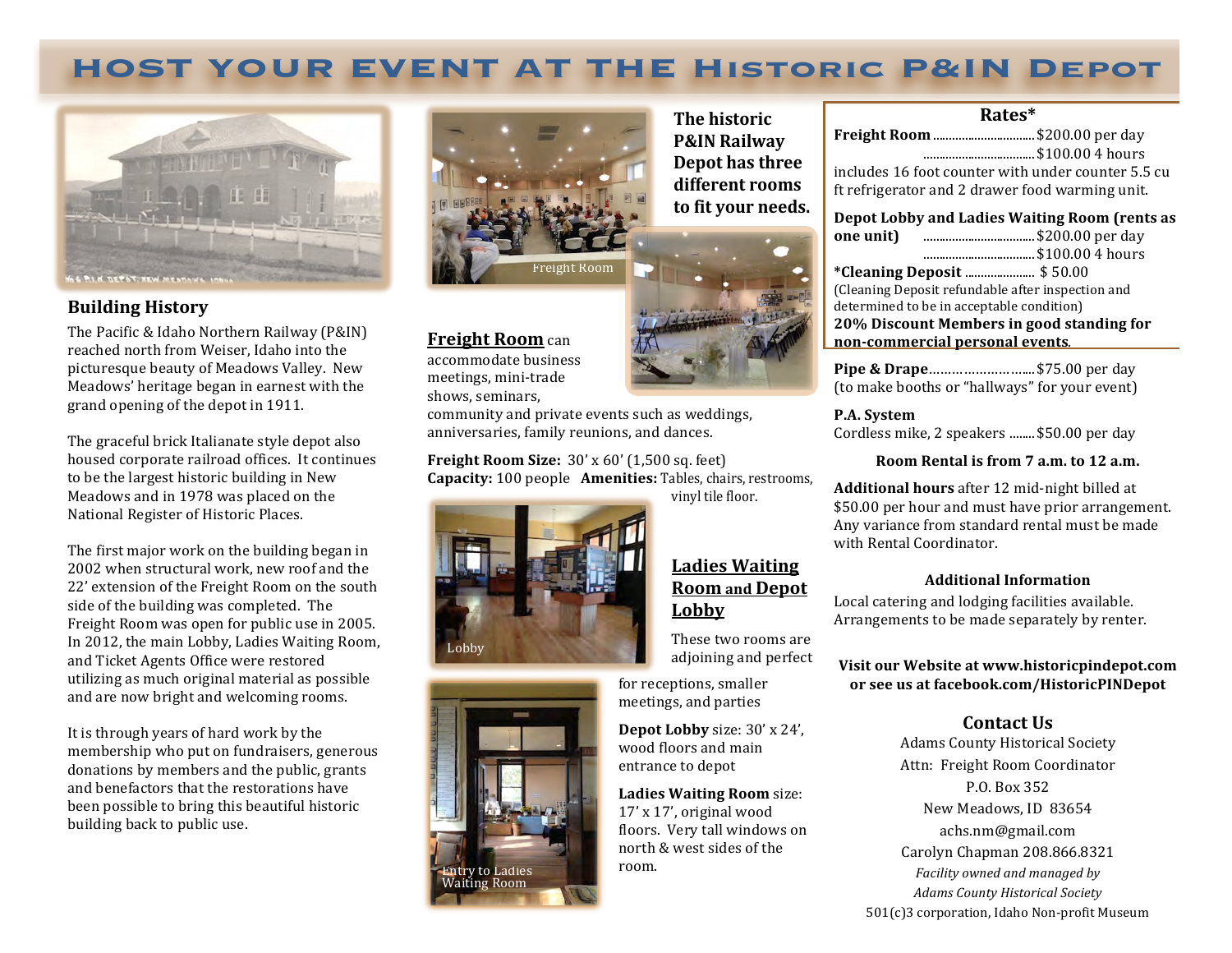# HOST YOUR EVENT AT THE Historic P&IN Depot

## Building History

The Pacific & Idaho Northern Railway (P&IN) reached north from Weiser, Idaho into the picturesque beauty of Meadows Valley. New Meadows' heritage began in earnest with the grand opening of the depot in 1911.

The graceful brick Italianate style depot also housed corporate railroad offices. It continues to be the largest historic building in New Meadows and in 1978 was placed on the National Register of Historic Places.

The first major work on the building began in 2002 when structural work, new roof and the 22' extension of the Freight Room on the south side of the building was completed. The Freight Room was open for public use in 2005. In 2012, the main Lobby, Ladies Waiting Room, and Ticket Agents Office were restored utilizing as much original material as possible and are now bright and welcoming rooms.

It is through years of hard work by the membership who put on fundraisers, generous donations by members and the public, grants and benefactors that the restorations have been possible to bring this beautiful historic building back to public use.

**The historic P&IN Railway Depot has three different rooms to fit your needs.**

Freight Room

**Freight Room** can accommodate business meetings, mini-trade shows, seminars, community and private events such as weddings, anniversaries, family reunions, and dances.

**Freight Room Size:** 30' x 60' (1,500 sq. feet)
**Capacity:** 100 people **Amenities:** Tables, chairs, restrooms, vinyl tile floor.

Lobby

**Ladies Waiting Room and Depot Lobby**

These two rooms are adjoining and perfect for receptions, smaller meetings, and parties

**Depot Lobby** size: 30' x 24', wood floors and main entrance to depot

**Ladies Waiting Room** size: 17' x 17', original wood floors. Very tall windows on north & west sides of the room.

Entry to Ladies Waiting Room

## Rates*

**Freight Room** ................................ $200.00 per day
................................ $100.00 4 hours
includes 16 foot counter with under counter 5.5 cu ft refrigerator and 2 drawer food warming unit.

**Depot Lobby and Ladies Waiting Room (rents as one unit)** ................................ $200.00 per day
................................ $100.00 4 hours

***Cleaning Deposit** ..................... $ 50.00
(Cleaning Deposit refundable after inspection and determined to be in acceptable condition)

**20% Discount Members in good standing for non-commercial personal events.**

**Pipe & Drape**.......................... $75.00 per day
(to make booths or "hallways" for your event)

**P.A. System**
Cordless mike, 2 speakers ........ $50.00 per day

**Room Rental is from 7 a.m. to 12 a.m.**

**Additional hours** after 12 mid-night billed at $50.00 per hour and must have prior arrangement. Any variance from standard rental must be made with Rental Coordinator.

### Additional Information

Local catering and lodging facilities available. Arrangements to be made separately by renter.

**Visit our Website at www.historicpindepot.com or see us at facebook.com/HistoricPINDepot**

## Contact Us

Adams County Historical Society
Attn: Freight Room Coordinator
P.O. Box 352
New Meadows, ID 83654
achs.nm@gmail.com
Carolyn Chapman 208.866.8321
*Facility owned and managed by Adams County Historical Society*
501(c)3 corporation, Idaho Non-profit Museum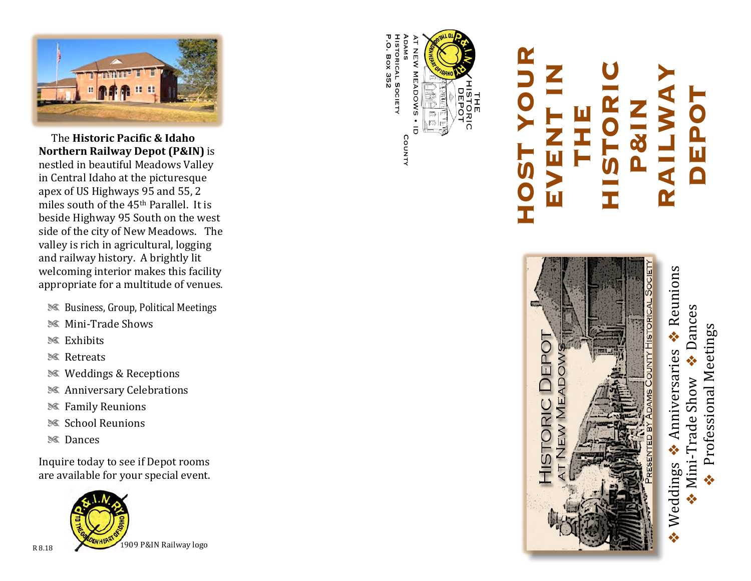The **Historic Pacific & Idaho Northern Railway Depot (P&IN)** is nestled in beautiful Meadows Valley in Central Idaho at the picturesque apex of US Highways 95 and 55, 2 miles south of the 45th Parallel. It is beside Highway 95 South on the west side of the city of New Meadows. The valley is rich in agricultural, logging and railway history. A brightly lit welcoming interior makes this facility appropriate for a multitude of venues.

- Business, Group, Political Meetings
- Mini-Trade Shows
- Exhibits
- Retreats
- Weddings & Receptions
- Anniversary Celebrations
- Family Reunions
- School Reunions
- Dances

Inquire today to see if Depot rooms are available for your special event.

1909 P&IN Railway logo

R 8.18

The Historic Depot
At New Meadows • ID

Adams County
Historical Society
P.O. Box 352

# HOST YOUR EVENT IN THE HISTORIC P&IN RAILWAY DEPOT

Historic Depot
at New Meadows

Presented by Adams County Historical Society

❖ Weddings ❖ Anniversaries ❖ Reunions
❖ Mini-Trade Show ❖ Dances
❖ Professional Meetings